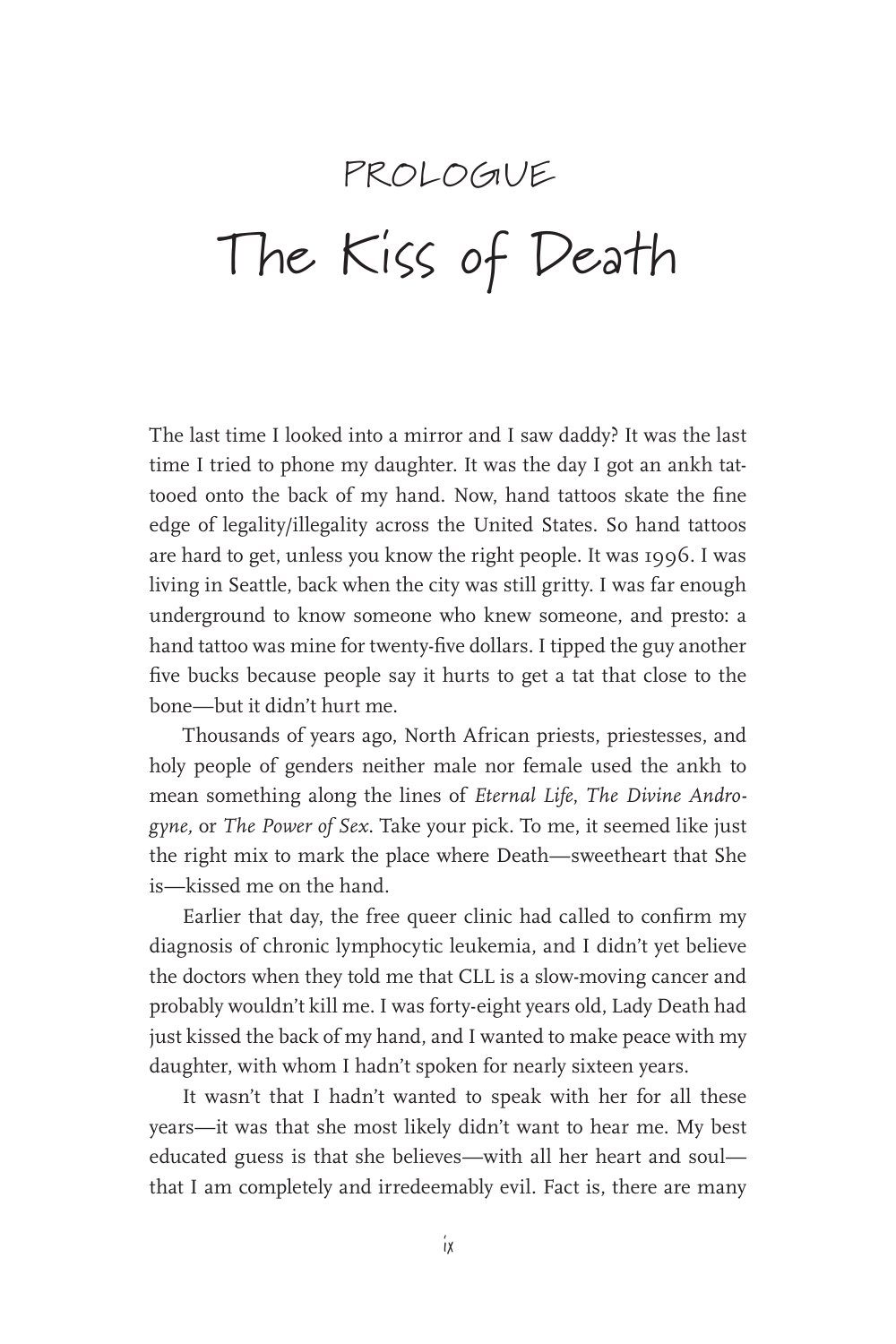# PROLOGUE

# The Kiss of Death

The last time I looked into a mirror and I saw daddy? It was the last time I tried to phone my daughter. It was the day I got an ankh tattooed onto the back of my hand. Now, hand tattoos skate the fine edge of legality/illegality across the United States. So hand tattoos are hard to get, unless you know the right people. It was 1996. I was living in Seattle, back when the city was still gritty. I was far enough underground to know someone who knew someone, and presto: a hand tattoo was mine for twenty-five dollars. I tipped the guy another five bucks because people say it hurts to get a tat that close to the bone—but it didn't hurt me.

Thousands of years ago, North African priests, priestesses, and holy people of genders neither male nor female used the ankh to mean something along the lines of *Eternal Life*, *The Divine Androgyne,* or *The Power of Sex*. Take your pick. To me, it seemed like just the right mix to mark the place where Death—sweetheart that She is—kissed me on the hand.

Earlier that day, the free queer clinic had called to confirm my diagnosis of chronic lymphocytic leukemia, and I didn't yet believe the doctors when they told me that CLL is a slow-moving cancer and probably wouldn't kill me. I was forty-eight years old, Lady Death had just kissed the back of my hand, and I wanted to make peace with my daughter, with whom I hadn't spoken for nearly sixteen years.

It wasn't that I hadn't wanted to speak with her for all these years—it was that she most likely didn't want to hear me. My best educated guess is that she believes—with all her heart and soul—that I am completely and irredeemably evil. Fact is, there are many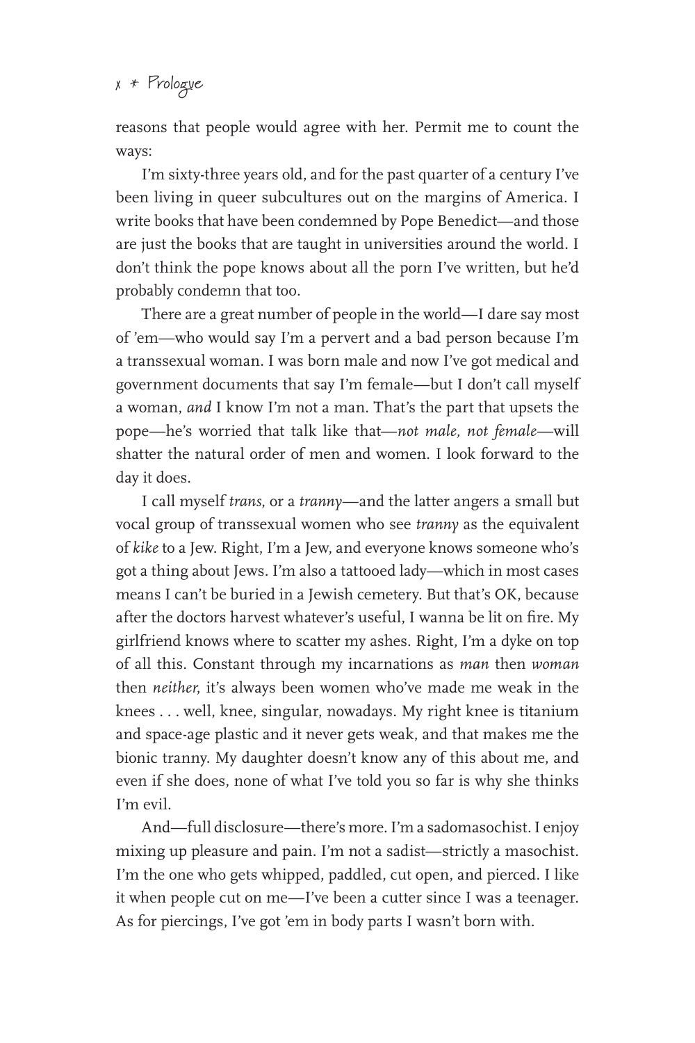reasons that people would agree with her. Permit me to count the ways:

I'm sixty-three years old, and for the past quarter of a century I've been living in queer subcultures out on the margins of America. I write books that have been condemned by Pope Benedict—and those are just the books that are taught in universities around the world. I don't think the pope knows about all the porn I've written, but he'd probably condemn that too.

There are a great number of people in the world—I dare say most of 'em—who would say I'm a pervert and a bad person because I'm a transsexual woman. I was born male and now I've got medical and government documents that say I'm female—but I don't call myself a woman, *and* I know I'm not a man. That's the part that upsets the pope—he's worried that talk like that—*not male, not female*—will shatter the natural order of men and women. I look forward to the day it does.

I call myself *trans,* or a *tranny*—and the latter angers a small but vocal group of transsexual women who see *tranny* as the equivalent of *kike* to a Jew. Right, I'm a Jew, and everyone knows someone who's got a thing about Jews. I'm also a tattooed lady—which in most cases means I can't be buried in a Jewish cemetery. But that's OK, because after the doctors harvest whatever's useful, I wanna be lit on fire. My girlfriend knows where to scatter my ashes. Right, I'm a dyke on top of all this. Constant through my incarnations as *man* then *woman* then *neither,* it's always been women who've made me weak in the knees . . . well, knee, singular, nowadays. My right knee is titanium and space-age plastic and it never gets weak, and that makes me the bionic tranny. My daughter doesn't know any of this about me, and even if she does, none of what I've told you so far is why she thinks I'm evil.

And—full disclosure—there's more. I'm a sadomasochist. I enjoy mixing up pleasure and pain. I'm not a sadist—strictly a masochist. I'm the one who gets whipped, paddled, cut open, and pierced. I like it when people cut on me—I've been a cutter since I was a teenager. As for piercings, I've got 'em in body parts I wasn't born with.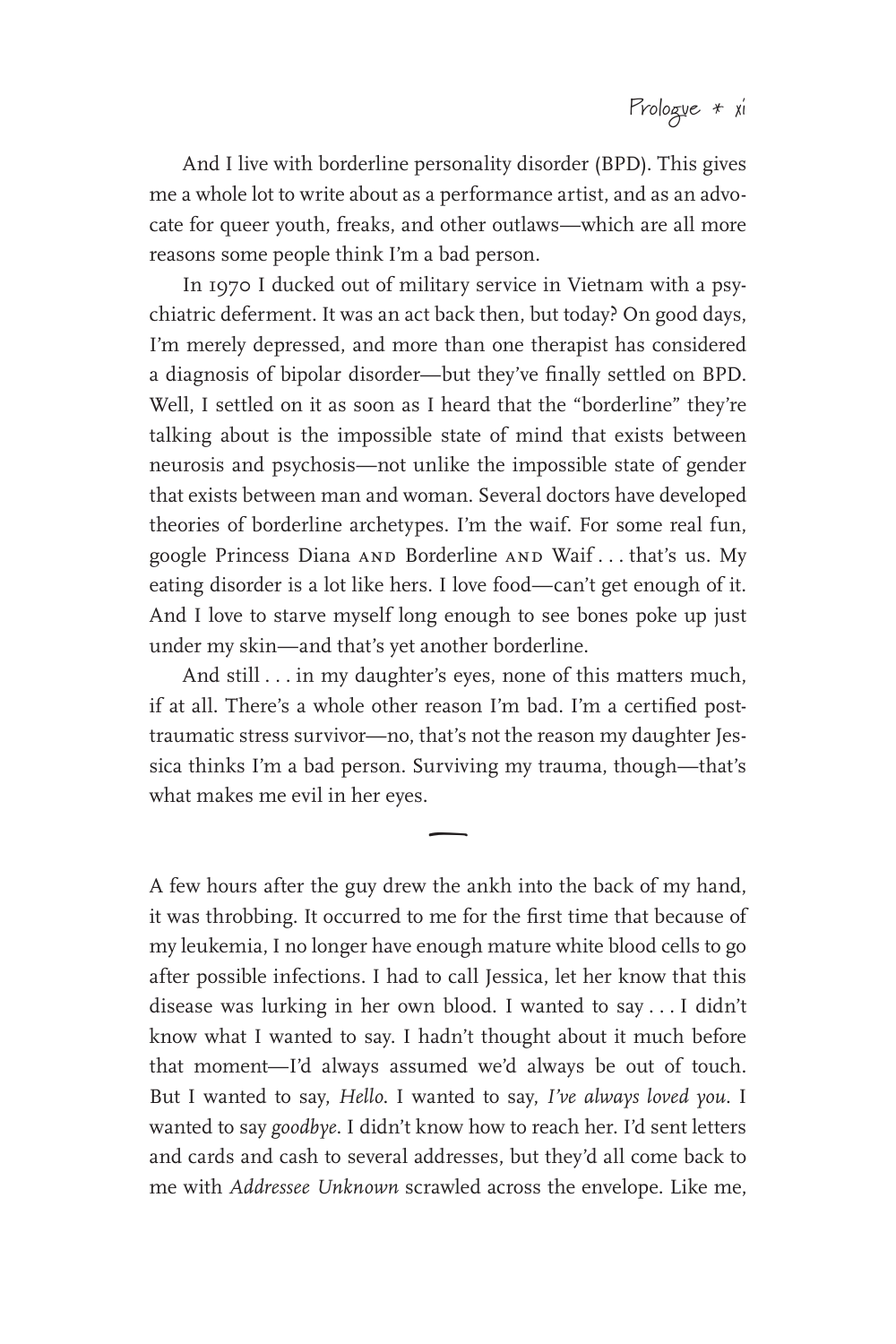And I live with borderline personality disorder (BPD). This gives me a whole lot to write about as a performance artist, and as an advocate for queer youth, freaks, and other outlaws—which are all more reasons some people think I'm a bad person.

In 1970 I ducked out of military service in Vietnam with a psychiatric deferment. It was an act back then, but today? On good days, I'm merely depressed, and more than one therapist has considered a diagnosis of bipolar disorder—but they've finally settled on BPD. Well, I settled on it as soon as I heard that the "borderline" they're talking about is the impossible state of mind that exists between neurosis and psychosis—not unlike the impossible state of gender that exists between man and woman. Several doctors have developed theories of borderline archetypes. I'm the waif. For some real fun, google Princess Diana AND Borderline AND Waif . . . that's us. My eating disorder is a lot like hers. I love food—can't get enough of it. And I love to starve myself long enough to see bones poke up just under my skin—and that's yet another borderline.

And still . . . in my daughter's eyes, none of this matters much, if at all. There's a whole other reason I'm bad. I'm a certified post-traumatic stress survivor—no, that's not the reason my daughter Jessica thinks I'm a bad person. Surviving my trauma, though—that's what makes me evil in her eyes.

---

A few hours after the guy drew the ankh into the back of my hand, it was throbbing. It occurred to me for the first time that because of my leukemia, I no longer have enough mature white blood cells to go after possible infections. I had to call Jessica, let her know that this disease was lurking in her own blood. I wanted to say . . . I didn't know what I wanted to say. I hadn't thought about it much before that moment—I'd always assumed we'd always be out of touch. But I wanted to say, *Hello*. I wanted to say, *I've always loved you*. I wanted to say *goodbye*. I didn't know how to reach her. I'd sent letters and cards and cash to several addresses, but they'd all come back to me with *Addressee Unknown* scrawled across the envelope. Like me,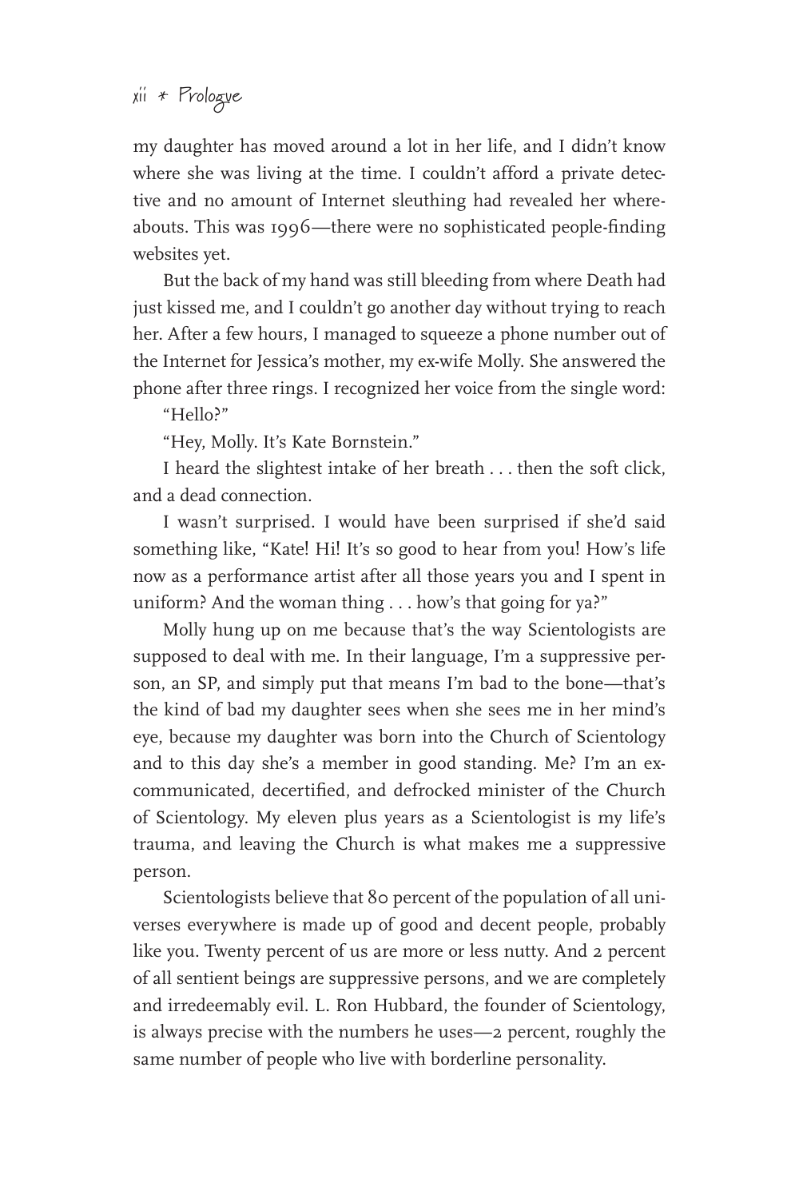my daughter has moved around a lot in her life, and I didn't know where she was living at the time. I couldn't afford a private detective and no amount of Internet sleuthing had revealed her whereabouts. This was 1996—there were no sophisticated people-finding websites yet.

But the back of my hand was still bleeding from where Death had just kissed me, and I couldn't go another day without trying to reach her. After a few hours, I managed to squeeze a phone number out of the Internet for Jessica's mother, my ex-wife Molly. She answered the phone after three rings. I recognized her voice from the single word:

"Hello?"

"Hey, Molly. It's Kate Bornstein."

I heard the slightest intake of her breath . . . then the soft click, and a dead connection.

I wasn't surprised. I would have been surprised if she'd said something like, "Kate! Hi! It's so good to hear from you! How's life now as a performance artist after all those years you and I spent in uniform? And the woman thing . . . how's that going for ya?"

Molly hung up on me because that's the way Scientologists are supposed to deal with me. In their language, I'm a suppressive person, an SP, and simply put that means I'm bad to the bone—that's the kind of bad my daughter sees when she sees me in her mind's eye, because my daughter was born into the Church of Scientology and to this day she's a member in good standing. Me? I'm an excommunicated, decertified, and defrocked minister of the Church of Scientology. My eleven plus years as a Scientologist is my life's trauma, and leaving the Church is what makes me a suppressive person.

Scientologists believe that 80 percent of the population of all universes everywhere is made up of good and decent people, probably like you. Twenty percent of us are more or less nutty. And 2 percent of all sentient beings are suppressive persons, and we are completely and irredeemably evil. L. Ron Hubbard, the founder of Scientology, is always precise with the numbers he uses—2 percent, roughly the same number of people who live with borderline personality.